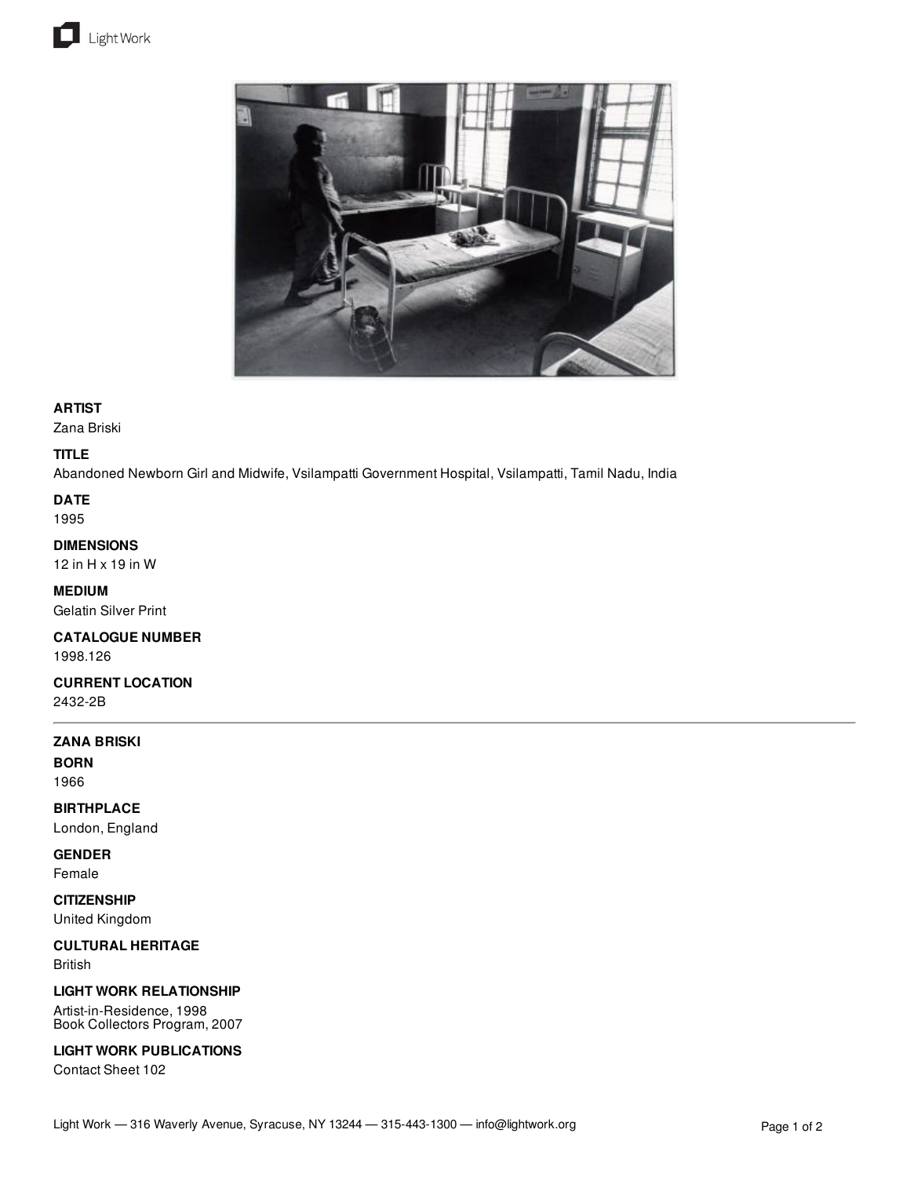**ARTIST**
Zana Briski

**TITLE**
Abandoned Newborn Girl and Midwife, Vsilampatti Government Hospital, Vsilampatti, Tamil Nadu, India

**DATE**
1995

**DIMENSIONS**
12 in H x 19 in W

**MEDIUM**
Gelatin Silver Print

**CATALOGUE NUMBER**
1998.126

**CURRENT LOCATION**
2432-2B

---

**ZANA BRISKI**

**BORN**
1966

**BIRTHPLACE**
London, England

**GENDER**
Female

**CITIZENSHIP**
United Kingdom

**CULTURAL HERITAGE**
British

**LIGHT WORK RELATIONSHIP**
Artist-in-Residence, 1998
Book Collectors Program, 2007

**LIGHT WORK PUBLICATIONS**
Contact Sheet 102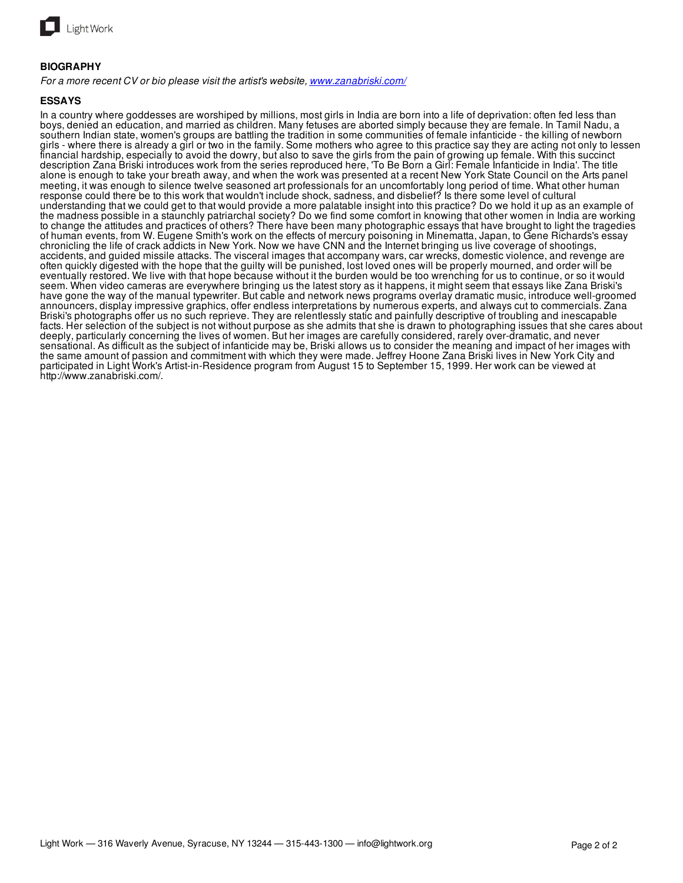## BIOGRAPHY

*For a more recent CV or bio please visit the artist's website, [www.zanabriski.com/](www.zanabriski.com/)*

## ESSAYS

In a country where goddesses are worshiped by millions, most girls in India are born into a life of deprivation: often fed less than boys, denied an education, and married as children. Many fetuses are aborted simply because they are female. In Tamil Nadu, a southern Indian state, women's groups are battling the tradition in some communities of female infanticide - the killing of newborn girls - where there is already a girl or two in the family. Some mothers who agree to this practice say they are acting not only to lessen financial hardship, especially to avoid the dowry, but also to save the girls from the pain of growing up female. With this succinct description Zana Briski introduces work from the series reproduced here, 'To Be Born a Girl: Female Infanticide in India'. The title alone is enough to take your breath away, and when the work was presented at a recent New York State Council on the Arts panel meeting, it was enough to silence twelve seasoned art professionals for an uncomfortably long period of time. What other human response could there be to this work that wouldn't include shock, sadness, and disbelief? Is there some level of cultural understanding that we could get to that would provide a more palatable insight into this practice? Do we hold it up as an example of the madness possible in a staunchly patriarchal society? Do we find some comfort in knowing that other women in India are working to change the attitudes and practices of others? There have been many photographic essays that have brought to light the tragedies of human events, from W. Eugene Smith's work on the effects of mercury poisoning in Minematta, Japan, to Gene Richards's essay chronicling the life of crack addicts in New York. Now we have CNN and the Internet bringing us live coverage of shootings, accidents, and guided missile attacks. The visceral images that accompany wars, car wrecks, domestic violence, and revenge are often quickly digested with the hope that the guilty will be punished, lost loved ones will be properly mourned, and order will be eventually restored. We live with that hope because without it the burden would be too wrenching for us to continue, or so it would seem. When video cameras are everywhere bringing us the latest story as it happens, it might seem that essays like Zana Briski's have gone the way of the manual typewriter. But cable and network news programs overlay dramatic music, introduce well-groomed announcers, display impressive graphics, offer endless interpretations by numerous experts, and always cut to commercials. Zana Briski's photographs offer us no such reprieve. They are relentlessly static and painfully descriptive of troubling and inescapable facts. Her selection of the subject is not without purpose as she admits that she is drawn to photographing issues that she cares about deeply, particularly concerning the lives of women. But her images are carefully considered, rarely over-dramatic, and never sensational. As difficult as the subject of infanticide may be, Briski allows us to consider the meaning and impact of her images with the same amount of passion and commitment with which they were made. Jeffrey Hoone Zana Briski lives in New York City and participated in Light Work's Artist-in-Residence program from August 15 to September 15, 1999. Her work can be viewed at http://www.zanabriski.com/.